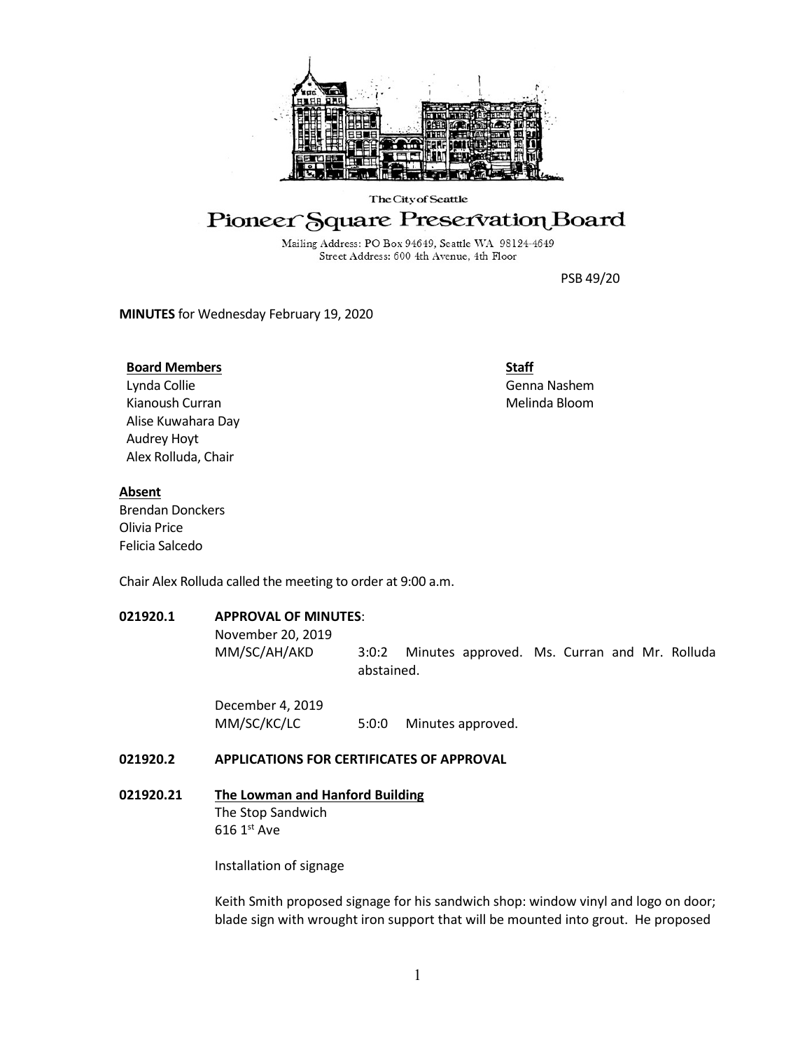The City of Seattle

# Pioneer Square Preservation Board

Mailing Address: PO Box 94649, Seattle WA 98124-4649
Street Address: 600 4th Avenue, 4th Floor

PSB 49/20

**MINUTES** for Wednesday February 19, 2020

**Board Members**
Lynda Collie
Kianoush Curran
Alise Kuwahara Day
Audrey Hoyt
Alex Rolluda, Chair

**Staff**
Genna Nashem
Melinda Bloom

**Absent**
Brendan Donckers
Olivia Price
Felicia Salcedo

Chair Alex Rolluda called the meeting to order at 9:00 a.m.

**021920.1 APPROVAL OF MINUTES**:

November 20, 2019
MM/SC/AH/AKD 3:0:2 Minutes approved. Ms. Curran and Mr. Rolluda abstained.

December 4, 2019
MM/SC/KC/LC 5:0:0 Minutes approved.

**021920.2 APPLICATIONS FOR CERTIFICATES OF APPROVAL**

**021920.21 The Lowman and Hanford Building**
The Stop Sandwich
616 1st Ave

Installation of signage

Keith Smith proposed signage for his sandwich shop: window vinyl and logo on door; blade sign with wrought iron support that will be mounted into grout. He proposed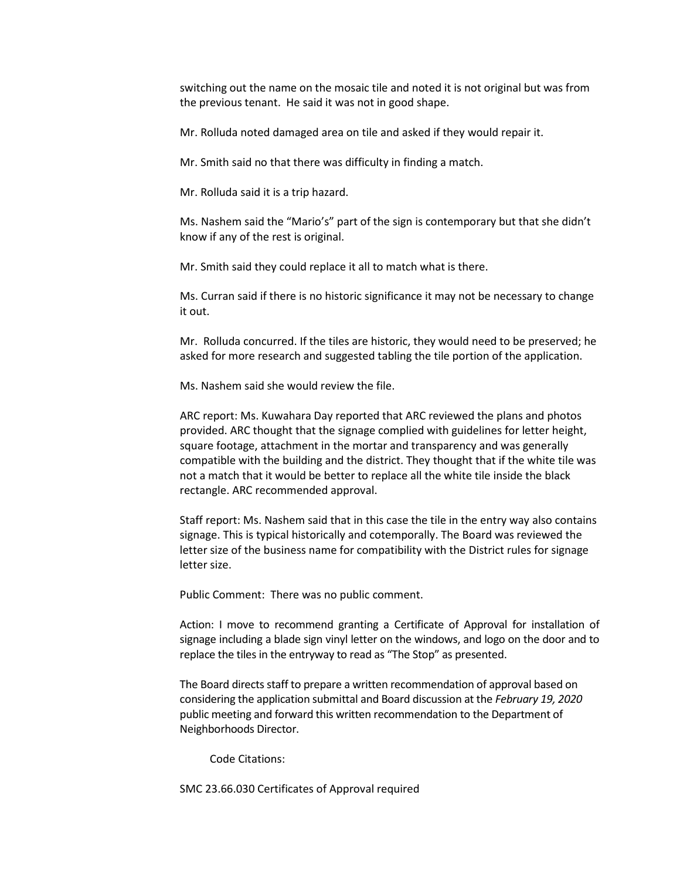switching out the name on the mosaic tile and noted it is not original but was from the previous tenant. He said it was not in good shape.

Mr. Rolluda noted damaged area on tile and asked if they would repair it.

Mr. Smith said no that there was difficulty in finding a match.

Mr. Rolluda said it is a trip hazard.

Ms. Nashem said the "Mario's" part of the sign is contemporary but that she didn't know if any of the rest is original.

Mr. Smith said they could replace it all to match what is there.

Ms. Curran said if there is no historic significance it may not be necessary to change it out.

Mr. Rolluda concurred. If the tiles are historic, they would need to be preserved; he asked for more research and suggested tabling the tile portion of the application.

Ms. Nashem said she would review the file.

ARC report: Ms. Kuwahara Day reported that ARC reviewed the plans and photos provided. ARC thought that the signage complied with guidelines for letter height, square footage, attachment in the mortar and transparency and was generally compatible with the building and the district. They thought that if the white tile was not a match that it would be better to replace all the white tile inside the black rectangle. ARC recommended approval.

Staff report: Ms. Nashem said that in this case the tile in the entry way also contains signage. This is typical historically and cotemporally. The Board was reviewed the letter size of the business name for compatibility with the District rules for signage letter size.

Public Comment: There was no public comment.

Action: I move to recommend granting a Certificate of Approval for installation of signage including a blade sign vinyl letter on the windows, and logo on the door and to replace the tiles in the entryway to read as "The Stop" as presented.

The Board directs staff to prepare a written recommendation of approval based on considering the application submittal and Board discussion at the *February 19, 2020* public meeting and forward this written recommendation to the Department of Neighborhoods Director.

Code Citations:

SMC 23.66.030 Certificates of Approval required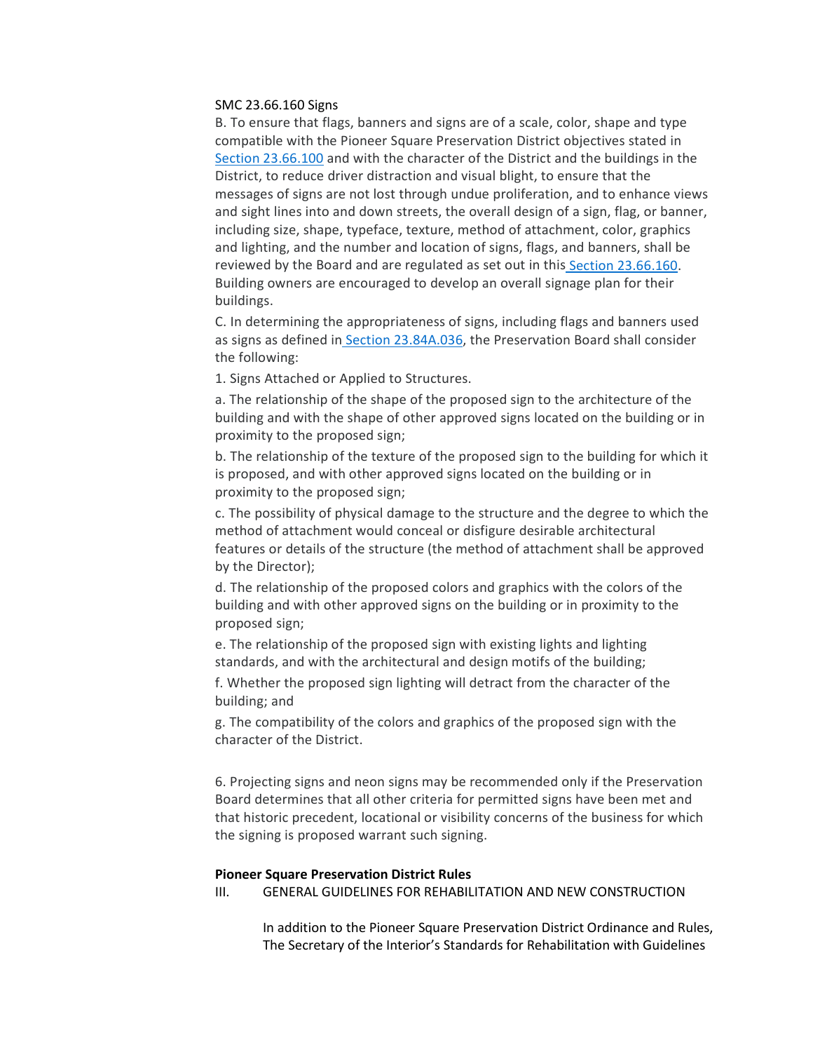SMC 23.66.160 Signs

B. To ensure that flags, banners and signs are of a scale, color, shape and type compatible with the Pioneer Square Preservation District objectives stated in Section 23.66.100 and with the character of the District and the buildings in the District, to reduce driver distraction and visual blight, to ensure that the messages of signs are not lost through undue proliferation, and to enhance views and sight lines into and down streets, the overall design of a sign, flag, or banner, including size, shape, typeface, texture, method of attachment, color, graphics and lighting, and the number and location of signs, flags, and banners, shall be reviewed by the Board and are regulated as set out in this Section 23.66.160. Building owners are encouraged to develop an overall signage plan for their buildings.

C. In determining the appropriateness of signs, including flags and banners used as signs as defined in Section 23.84A.036, the Preservation Board shall consider the following:

1. Signs Attached or Applied to Structures.

a. The relationship of the shape of the proposed sign to the architecture of the building and with the shape of other approved signs located on the building or in proximity to the proposed sign;

b. The relationship of the texture of the proposed sign to the building for which it is proposed, and with other approved signs located on the building or in proximity to the proposed sign;

c. The possibility of physical damage to the structure and the degree to which the method of attachment would conceal or disfigure desirable architectural features or details of the structure (the method of attachment shall be approved by the Director);

d. The relationship of the proposed colors and graphics with the colors of the building and with other approved signs on the building or in proximity to the proposed sign;

e. The relationship of the proposed sign with existing lights and lighting standards, and with the architectural and design motifs of the building;

f. Whether the proposed sign lighting will detract from the character of the building; and

g. The compatibility of the colors and graphics of the proposed sign with the character of the District.

6. Projecting signs and neon signs may be recommended only if the Preservation Board determines that all other criteria for permitted signs have been met and that historic precedent, locational or visibility concerns of the business for which the signing is proposed warrant such signing.

**Pioneer Square Preservation District Rules**

III. GENERAL GUIDELINES FOR REHABILITATION AND NEW CONSTRUCTION

In addition to the Pioneer Square Preservation District Ordinance and Rules, The Secretary of the Interior's Standards for Rehabilitation with Guidelines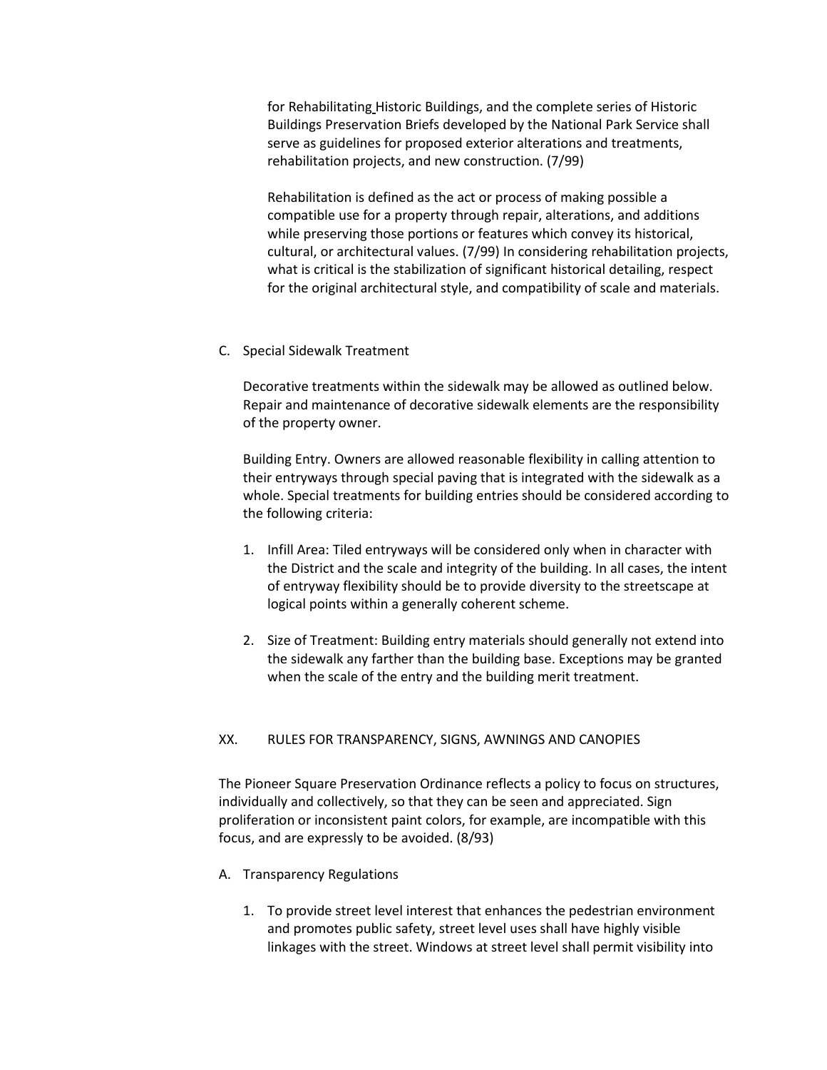for Rehabilitating Historic Buildings, and the complete series of Historic Buildings Preservation Briefs developed by the National Park Service shall serve as guidelines for proposed exterior alterations and treatments, rehabilitation projects, and new construction. (7/99)

Rehabilitation is defined as the act or process of making possible a compatible use for a property through repair, alterations, and additions while preserving those portions or features which convey its historical, cultural, or architectural values. (7/99) In considering rehabilitation projects, what is critical is the stabilization of significant historical detailing, respect for the original architectural style, and compatibility of scale and materials.

C. Special Sidewalk Treatment

Decorative treatments within the sidewalk may be allowed as outlined below. Repair and maintenance of decorative sidewalk elements are the responsibility of the property owner.

Building Entry. Owners are allowed reasonable flexibility in calling attention to their entryways through special paving that is integrated with the sidewalk as a whole. Special treatments for building entries should be considered according to the following criteria:

1. Infill Area: Tiled entryways will be considered only when in character with the District and the scale and integrity of the building. In all cases, the intent of entryway flexibility should be to provide diversity to the streetscape at logical points within a generally coherent scheme.

2. Size of Treatment: Building entry materials should generally not extend into the sidewalk any farther than the building base. Exceptions may be granted when the scale of the entry and the building merit treatment.

## XX. RULES FOR TRANSPARENCY, SIGNS, AWNINGS AND CANOPIES

The Pioneer Square Preservation Ordinance reflects a policy to focus on structures, individually and collectively, so that they can be seen and appreciated. Sign proliferation or inconsistent paint colors, for example, are incompatible with this focus, and are expressly to be avoided. (8/93)

A. Transparency Regulations

1. To provide street level interest that enhances the pedestrian environment and promotes public safety, street level uses shall have highly visible linkages with the street. Windows at street level shall permit visibility into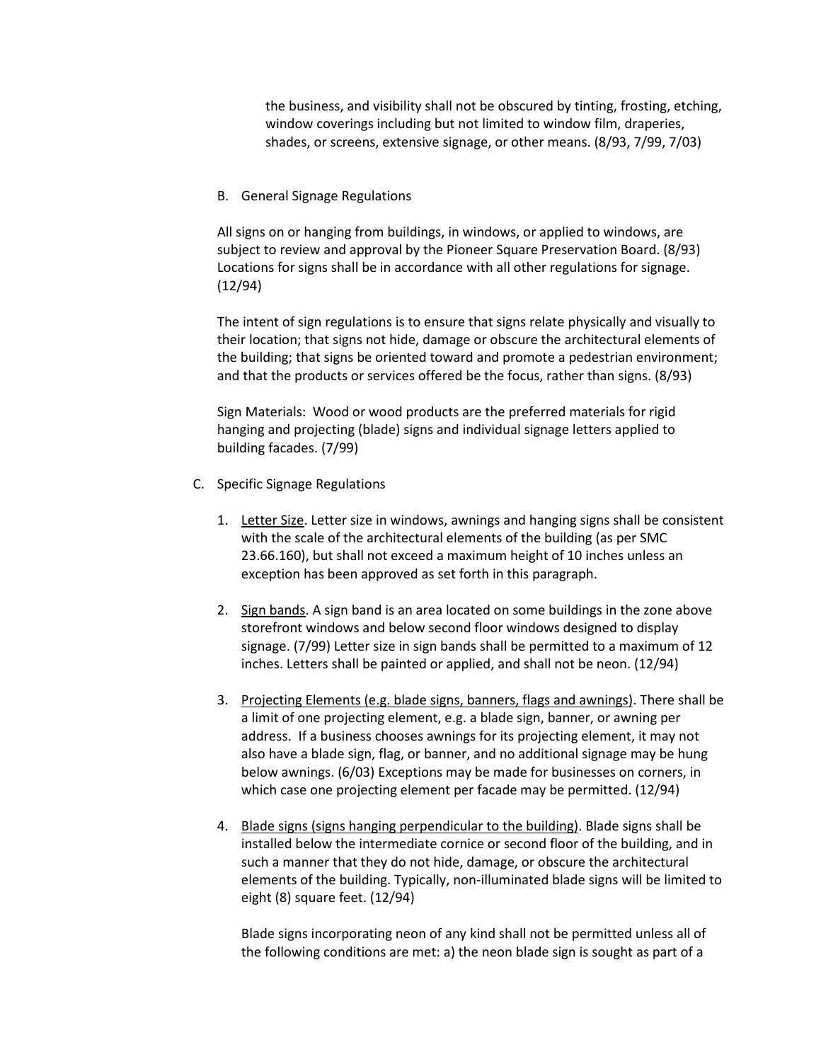the business, and visibility shall not be obscured by tinting, frosting, etching, window coverings including but not limited to window film, draperies, shades, or screens, extensive signage, or other means. (8/93, 7/99, 7/03)

B. General Signage Regulations

All signs on or hanging from buildings, in windows, or applied to windows, are subject to review and approval by the Pioneer Square Preservation Board. (8/93) Locations for signs shall be in accordance with all other regulations for signage. (12/94)

The intent of sign regulations is to ensure that signs relate physically and visually to their location; that signs not hide, damage or obscure the architectural elements of the building; that signs be oriented toward and promote a pedestrian environment; and that the products or services offered be the focus, rather than signs. (8/93)

Sign Materials: Wood or wood products are the preferred materials for rigid hanging and projecting (blade) signs and individual signage letters applied to building facades. (7/99)

C. Specific Signage Regulations

1. <u>Letter Size</u>. Letter size in windows, awnings and hanging signs shall be consistent with the scale of the architectural elements of the building (as per SMC 23.66.160), but shall not exceed a maximum height of 10 inches unless an exception has been approved as set forth in this paragraph.

2. <u>Sign bands</u>. A sign band is an area located on some buildings in the zone above storefront windows and below second floor windows designed to display signage. (7/99) Letter size in sign bands shall be permitted to a maximum of 12 inches. Letters shall be painted or applied, and shall not be neon. (12/94)

3. <u>Projecting Elements (e.g. blade signs, banners, flags and awnings)</u>. There shall be a limit of one projecting element, e.g. a blade sign, banner, or awning per address. If a business chooses awnings for its projecting element, it may not also have a blade sign, flag, or banner, and no additional signage may be hung below awnings. (6/03) Exceptions may be made for businesses on corners, in which case one projecting element per facade may be permitted. (12/94)

4. <u>Blade signs (signs hanging perpendicular to the building)</u>. Blade signs shall be installed below the intermediate cornice or second floor of the building, and in such a manner that they do not hide, damage, or obscure the architectural elements of the building. Typically, non-illuminated blade signs will be limited to eight (8) square feet. (12/94)

   Blade signs incorporating neon of any kind shall not be permitted unless all of the following conditions are met: a) the neon blade sign is sought as part of a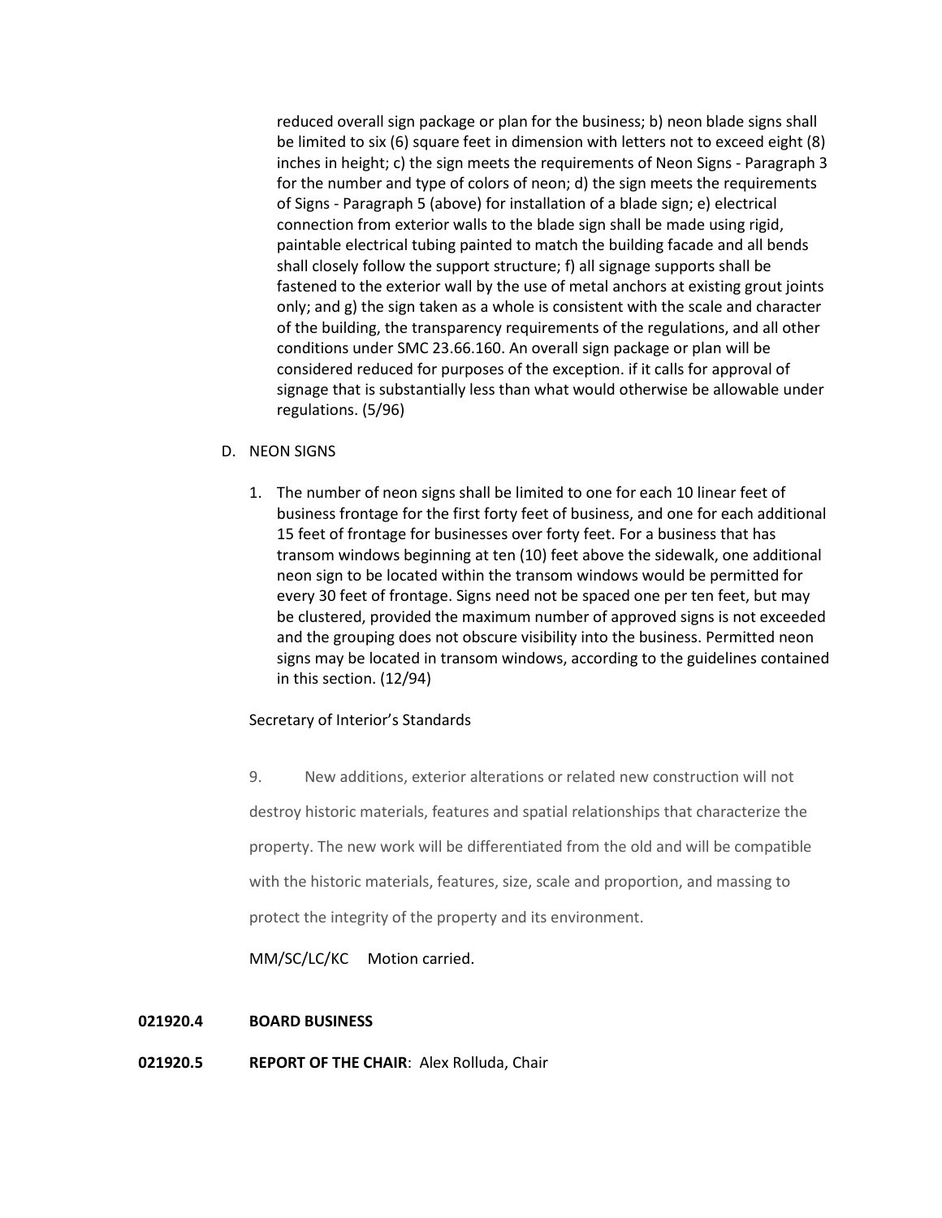reduced overall sign package or plan for the business; b) neon blade signs shall be limited to six (6) square feet in dimension with letters not to exceed eight (8) inches in height; c) the sign meets the requirements of Neon Signs - Paragraph 3 for the number and type of colors of neon; d) the sign meets the requirements of Signs - Paragraph 5 (above) for installation of a blade sign; e) electrical connection from exterior walls to the blade sign shall be made using rigid, paintable electrical tubing painted to match the building facade and all bends shall closely follow the support structure; f) all signage supports shall be fastened to the exterior wall by the use of metal anchors at existing grout joints only; and g) the sign taken as a whole is consistent with the scale and character of the building, the transparency requirements of the regulations, and all other conditions under SMC 23.66.160. An overall sign package or plan will be considered reduced for purposes of the exception. if it calls for approval of signage that is substantially less than what would otherwise be allowable under regulations. (5/96)

D. NEON SIGNS

1. The number of neon signs shall be limited to one for each 10 linear feet of business frontage for the first forty feet of business, and one for each additional 15 feet of frontage for businesses over forty feet. For a business that has transom windows beginning at ten (10) feet above the sidewalk, one additional neon sign to be located within the transom windows would be permitted for every 30 feet of frontage. Signs need not be spaced one per ten feet, but may be clustered, provided the maximum number of approved signs is not exceeded and the grouping does not obscure visibility into the business. Permitted neon signs may be located in transom windows, according to the guidelines contained in this section. (12/94)

Secretary of Interior's Standards

9. New additions, exterior alterations or related new construction will not destroy historic materials, features and spatial relationships that characterize the property. The new work will be differentiated from the old and will be compatible with the historic materials, features, size, scale and proportion, and massing to protect the integrity of the property and its environment.

MM/SC/LC/KC Motion carried.

**021920.4 BOARD BUSINESS**

**021920.5 REPORT OF THE CHAIR**: Alex Rolluda, Chair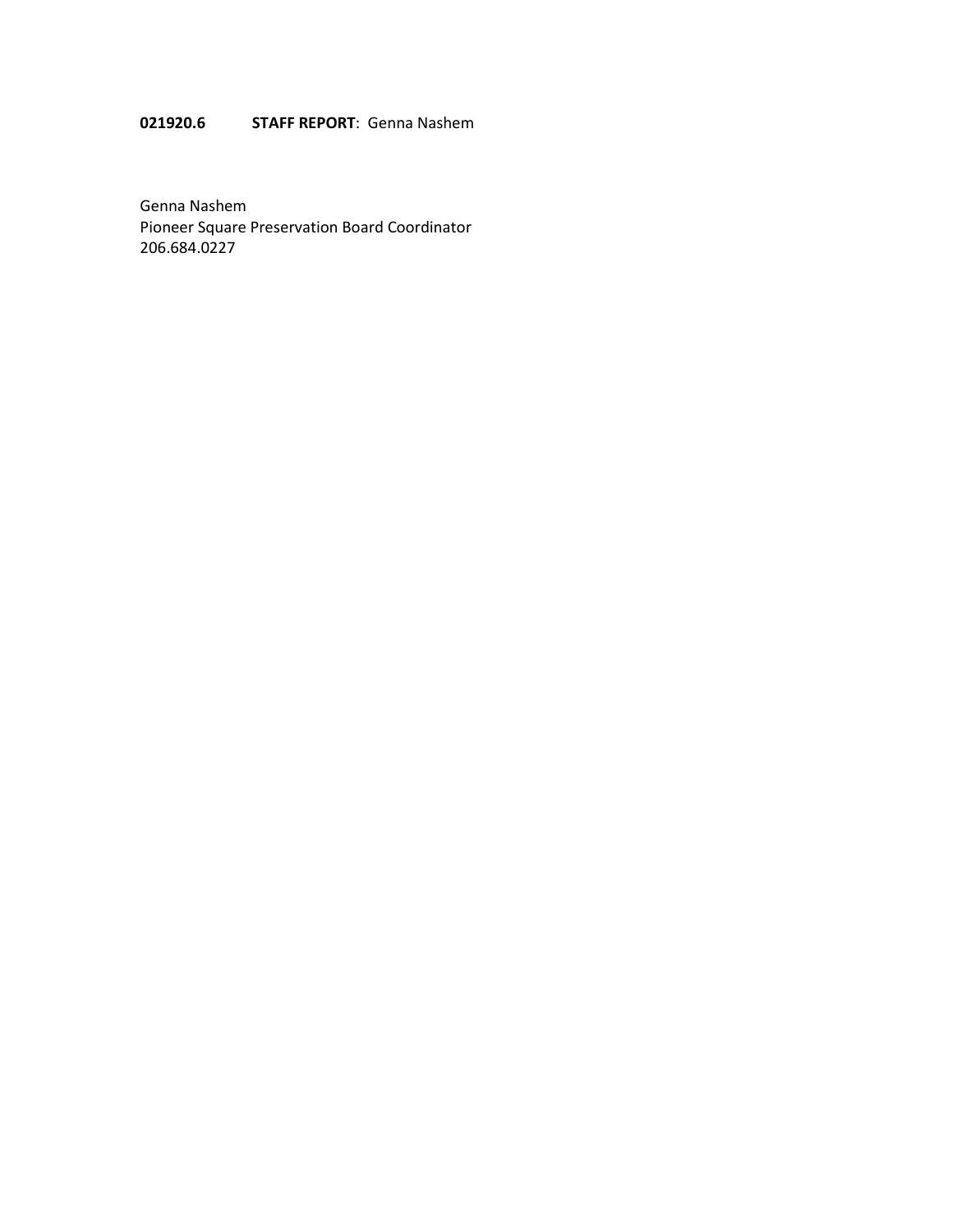**021920.6 STAFF REPORT**: Genna Nashem

Genna Nashem
Pioneer Square Preservation Board Coordinator
206.684.0227